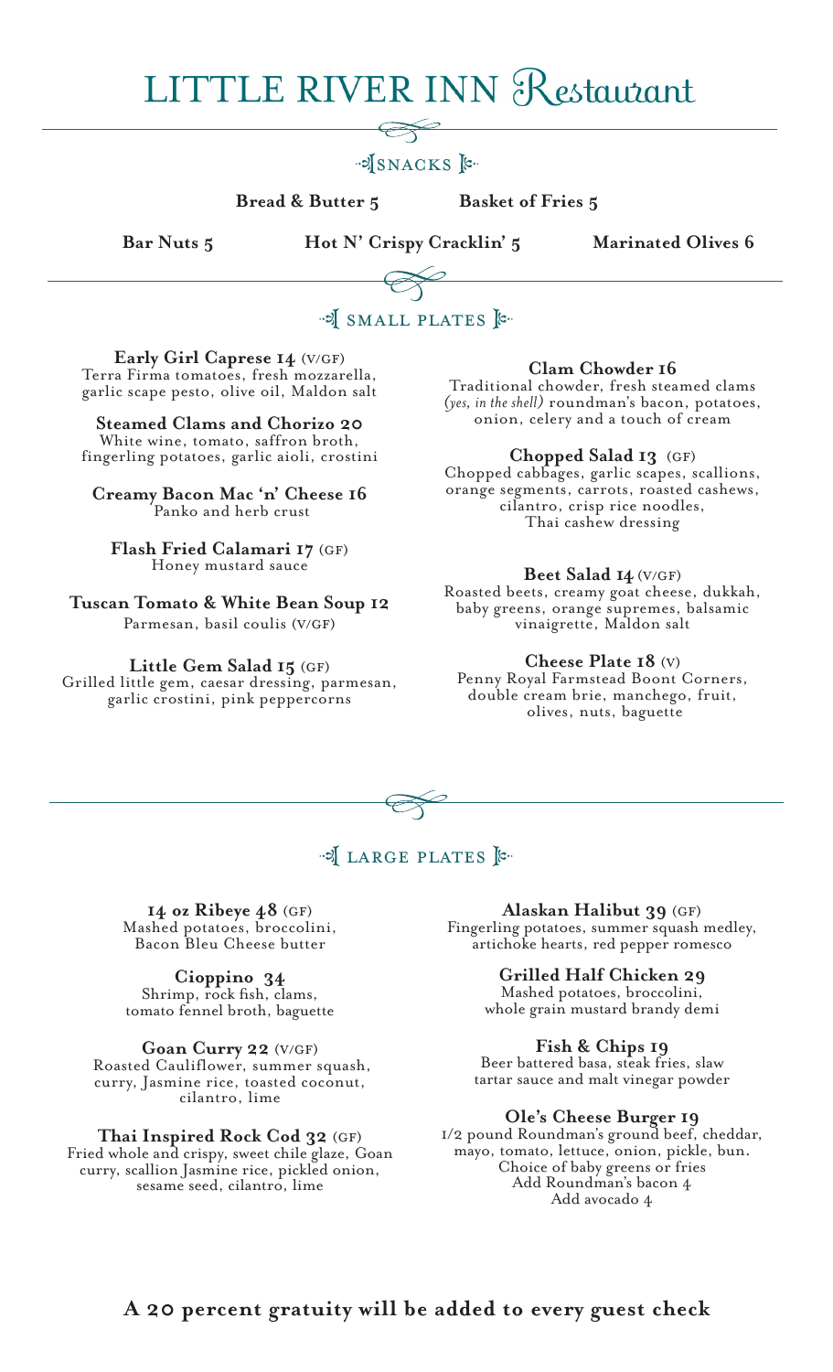# LITTLE RIVER INN Restaurant

## SNACKS

**Bread & Butter 5**

**Basket of Fries 5**

**Bar Nuts 5**

**Hot N' Crispy Cracklin' 5**

**Marinated Olives 6**

## SMALL PLATES

**Early Girl Caprese 14** (V/GF)
Terra Firma tomatoes, fresh mozzarella, garlic scape pesto, olive oil, Maldon salt

**Steamed Clams and Chorizo 20**
White wine, tomato, saffron broth, fingerling potatoes, garlic aioli, crostini

**Creamy Bacon Mac 'n' Cheese 16**
Panko and herb crust

**Flash Fried Calamari 17** (GF)
Honey mustard sauce

**Tuscan Tomato & White Bean Soup 12**
Parmesan, basil coulis (V/GF)

**Little Gem Salad 15** (GF)
Grilled little gem, caesar dressing, parmesan, garlic crostini, pink peppercorns

**Clam Chowder 16**
Traditional chowder, fresh steamed clams *(yes, in the shell)* roundman's bacon, potatoes, onion, celery and a touch of cream

**Chopped Salad 13** (GF)
Chopped cabbages, garlic scapes, scallions, orange segments, carrots, roasted cashews, cilantro, crisp rice noodles, Thai cashew dressing

**Beet Salad 14** (V/GF)
Roasted beets, creamy goat cheese, dukkah, baby greens, orange supremes, balsamic vinaigrette, Maldon salt

**Cheese Plate 18** (V)
Penny Royal Farmstead Boont Corners, double cream brie, manchego, fruit, olives, nuts, baguette

## LARGE PLATES

**14 oz Ribeye 48** (GF)
Mashed potatoes, broccolini, Bacon Bleu Cheese butter

**Cioppino 34**
Shrimp, rock fish, clams, tomato fennel broth, baguette

**Goan Curry 22** (V/GF)
Roasted Cauliflower, summer squash, curry, Jasmine rice, toasted coconut, cilantro, lime

**Thai Inspired Rock Cod 32** (GF)
Fried whole and crispy, sweet chile glaze, Goan curry, scallion Jasmine rice, pickled onion, sesame seed, cilantro, lime

**Alaskan Halibut 39** (GF)
Fingerling potatoes, summer squash medley, artichoke hearts, red pepper romesco

**Grilled Half Chicken 29**
Mashed potatoes, broccolini, whole grain mustard brandy demi

**Fish & Chips 19**
Beer battered basa, steak fries, slaw tartar sauce and malt vinegar powder

**Ole's Cheese Burger 19**
1/2 pound Roundman's ground beef, cheddar, mayo, tomato, lettuce, onion, pickle, bun.
Choice of baby greens or fries
Add Roundman's bacon 4
Add avocado 4

**A 20 percent gratuity will be added to every guest check**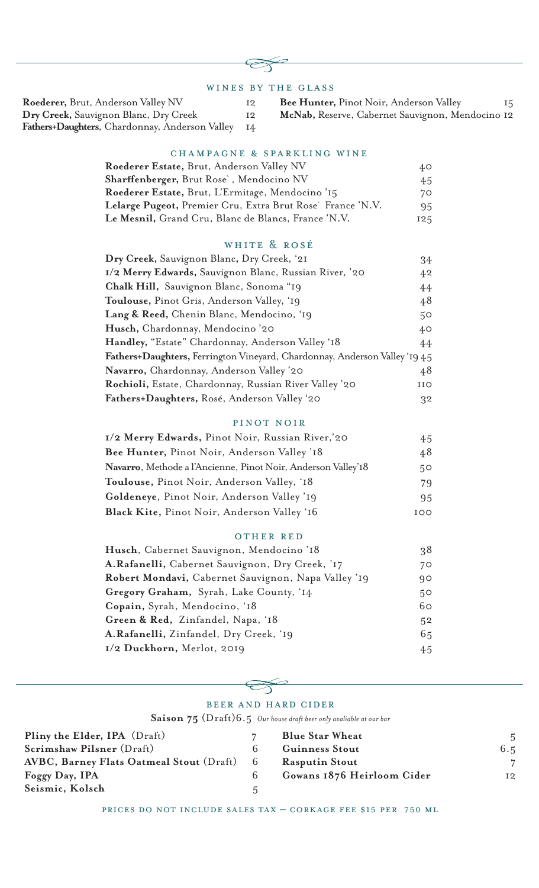## WINES BY THE GLASS

| | |
|---|---|
| **Roederer,** Brut, Anderson Valley NV | 12 |
| **Dry Creek,** Sauvignon Blanc, Dry Creek | 12 |
| **Fathers+Daughters**, Chardonnay, Anderson Valley | 14 |
| **Bee Hunter,** Pinot Noir, Anderson Valley | 15 |
| **McNab,** Reserve, Cabernet Sauvignon, Mendocino | 12 |

## CHAMPAGNE & SPARKLING WINE

| | |
|---|---|
| **Roederer Estate,** Brut, Anderson Valley NV | 40 |
| **Sharffenberger,** Brut Rose`, Mendocino NV | 45 |
| **Roederer Estate,** Brut, L'Ermitage, Mendocino '15 | 70 |
| **Lelarge Pugeot,** Premier Cru, Extra Brut Rose` France 'N.V. | 95 |
| **Le Mesnil,** Grand Cru, Blanc de Blancs, France 'N.V. | 125 |

## WHITE & ROSÉ

| | |
|---|---|
| **Dry Creek,** Sauvignon Blanc, Dry Creek, '21 | 34 |
| **1/2 Merry Edwards,** Sauvignon Blanc, Russian River, '20 | 42 |
| **Chalk Hill,** Sauvignon Blanc, Sonoma "19 | 44 |
| **Toulouse,** Pinot Gris, Anderson Valley, '19 | 48 |
| **Lang & Reed,** Chenin Blanc, Mendocino, '19 | 50 |
| **Husch,** Chardonnay, Mendocino '20 | 40 |
| **Handley,** "Estate" Chardonnay, Anderson Valley '18 | 44 |
| **Fathers+Daughters,** Ferrington Vineyard, Chardonnay, Anderson Valley '19 | 45 |
| **Navarro,** Chardonnay, Anderson Valley '20 | 48 |
| **Rochioli,** Estate, Chardonnay, Russian River Valley '20 | 110 |
| **Fathers+Daughters,** Rosé, Anderson Valley '20 | 32 |

## PINOT NOIR

| | |
|---|---|
| **1/2 Merry Edwards,** Pinot Noir, Russian River,'20 | 45 |
| **Bee Hunter,** Pinot Noir, Anderson Valley '18 | 48 |
| **Navarro**, Methode a l'Ancienne, Pinot Noir, Anderson Valley'18 | 50 |
| **Toulouse,** Pinot Noir, Anderson Valley, '18 | 79 |
| **Goldeneye**, Pinot Noir, Anderson Valley '19 | 95 |
| **Black Kite,** Pinot Noir, Anderson Valley '16 | 100 |

## OTHER RED

| | |
|---|---|
| **Husch**, Cabernet Sauvignon, Mendocino '18 | 38 |
| **A.Rafanelli,** Cabernet Sauvignon, Dry Creek, '17 | 70 |
| **Robert Mondavi,** Cabernet Sauvignon, Napa Valley '19 | 90 |
| **Gregory Graham,** Syrah, Lake County, '14 | 50 |
| **Copain,** Syrah, Mendocino, '18 | 60 |
| **Green & Red,** Zinfandel, Napa, '18 | 52 |
| **A.Rafanelli,** Zinfandel, Dry Creek, '19 | 65 |
| **1/2 Duckhorn,** Merlot, 2019 | 45 |

## BEER AND HARD CIDER

**Saison 75** (Draft)6.5 *Our house draft beer only avaliable at our bar*

| | |
|---|---|
| **Pliny the Elder, IPA** (Draft) | 7 |
| **Scrimshaw Pilsner** (Draft) | 6 |
| **AVBC, Barney Flats Oatmeal Stout** (Draft) | 6 |
| **Foggy Day, IPA** | 6 |
| **Seismic, Kolsch** | 5 |
| **Blue Star Wheat** | 5 |
| **Guinness Stout** | 6.5 |
| **Rasputin Stout** | 7 |
| **Gowans 1876 Heirloom Cider** | 12 |

PRICES DO NOT INCLUDE SALES TAX — CORKAGE FEE $15 PER 750 ML